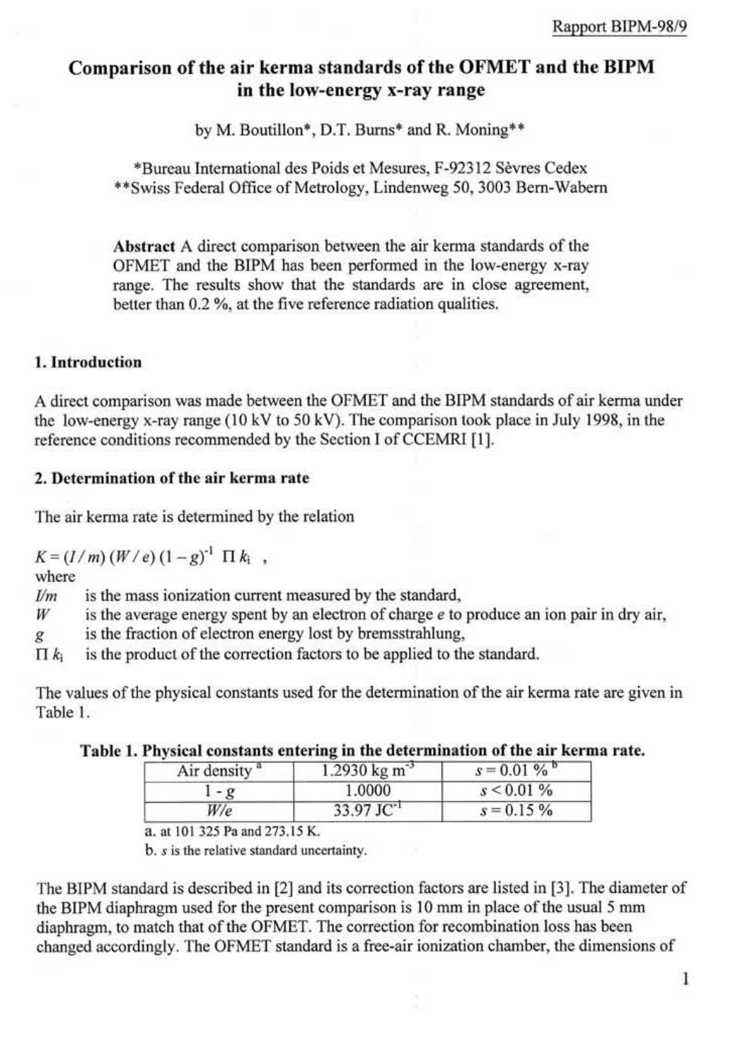Rapport BIPM-98/9

# Comparison of the air kerma standards of the OFMET and the BIPM in the low-energy x-ray range

by M. Boutillon*, D.T. Burns* and R. Moning**

*Bureau International des Poids et Mesures, F-92312 Sèvres Cedex
**Swiss Federal Office of Metrology, Lindenweg 50, 3003 Bern-Wabern

**Abstract** A direct comparison between the air kerma standards of the OFMET and the BIPM has been performed in the low-energy x-ray range. The results show that the standards are in close agreement, better than 0.2 %, at the five reference radiation qualities.

## 1. Introduction

A direct comparison was made between the OFMET and the BIPM standards of air kerma under the low-energy x-ray range (10 kV to 50 kV). The comparison took place in July 1998, in the reference conditions recommended by the Section I of CCEMRI [1].

## 2. Determination of the air kerma rate

The air kerma rate is determined by the relation

$$K = (I/m)\,(W/e)\,(1-g)^{-1}\,\Pi\, k_i\ ,$$

where

- $I/m$ is the mass ionization current measured by the standard,
- $W$ is the average energy spent by an electron of charge $e$ to produce an ion pair in dry air,
- $g$ is the fraction of electron energy lost by bremsstrahlung,
- $\Pi\, k_i$ is the product of the correction factors to be applied to the standard.

The values of the physical constants used for the determination of the air kerma rate are given in Table 1.

**Table 1. Physical constants entering in the determination of the air kerma rate.**

| | | |
|---|---|---|
| Air density [a] | 1.2930 kg m$^{-3}$ | $s = 0.01$ % [b] |
| $1 - g$ | 1.0000 | $s < 0.01$ % |
| $W/e$ | 33.97 J C$^{-1}$ | $s = 0.15$ % |

a. at 101 325 Pa and 273.15 K.
b. $s$ is the relative standard uncertainty.

The BIPM standard is described in [2] and its correction factors are listed in [3]. The diameter of the BIPM diaphragm used for the present comparison is 10 mm in place of the usual 5 mm diaphragm, to match that of the OFMET. The correction for recombination loss has been changed accordingly. The OFMET standard is a free-air ionization chamber, the dimensions of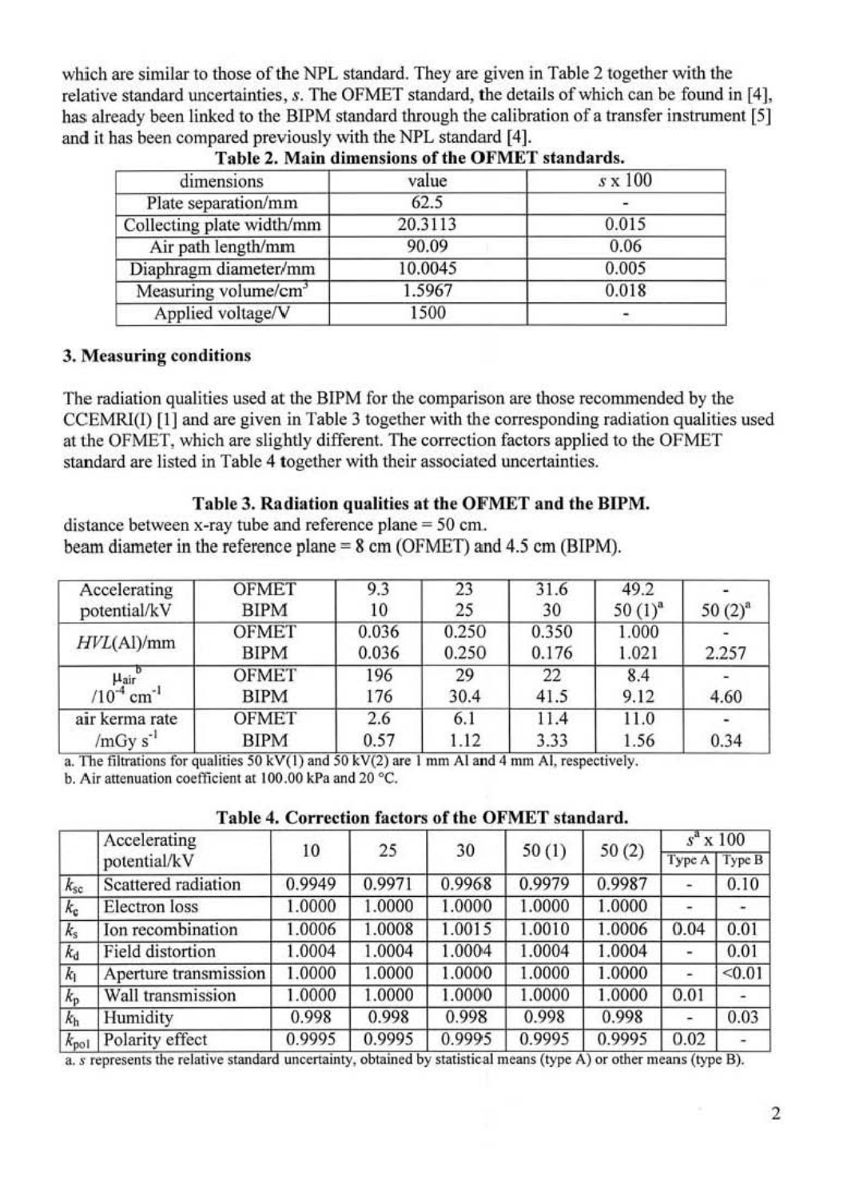which are similar to those of the NPL standard. They are given in Table 2 together with the relative standard uncertainties, $s$. The OFMET standard, the details of which can be found in [4], has already been linked to the BIPM standard through the calibration of a transfer instrument [5] and it has been compared previously with the NPL standard [4].

**Table 2. Main dimensions of the OFMET standards.**

| dimensions | value | $s \times 100$ |
|---|---|---|
| Plate separation/mm | 62.5 | - |
| Collecting plate width/mm | 20.3113 | 0.015 |
| Air path length/mm | 90.09 | 0.06 |
| Diaphragm diameter/mm | 10.0045 | 0.005 |
| Measuring volume/cm$^3$ | 1.5967 | 0.018 |
| Applied voltage/V | 1500 | - |

### 3. Measuring conditions

The radiation qualities used at the BIPM for the comparison are those recommended by the CCEMRI(I) [1] and are given in Table 3 together with the corresponding radiation qualities used at the OFMET, which are slightly different. The correction factors applied to the OFMET standard are listed in Table 4 together with their associated uncertainties.

**Table 3. Radiation qualities at the OFMET and the BIPM.**

distance between x-ray tube and reference plane = 50 cm.
beam diameter in the reference plane = 8 cm (OFMET) and 4.5 cm (BIPM).

| | | | | | | |
|---|---|---|---|---|---|---|
| Accelerating potential/kV | OFMET | 9.3 | 23 | 31.6 | 49.2 | - |
| | BIPM | 10 | 25 | 30 | 50 (1)[a] | 50 (2)[a] |
| $HVL$(Al)/mm | OFMET | 0.036 | 0.250 | 0.350 | 1.000 | - |
| | BIPM | 0.036 | 0.250 | 0.176 | 1.021 | 2.257 |
| $\mu_{air}$[b] /$10^{-4}$ cm$^{-1}$ | OFMET | 196 | 29 | 22 | 8.4 | - |
| | BIPM | 176 | 30.4 | 41.5 | 9.12 | 4.60 |
| air kerma rate /mGy s$^{-1}$ | OFMET | 2.6 | 6.1 | 11.4 | 11.0 | - |
| | BIPM | 0.57 | 1.12 | 3.33 | 1.56 | 0.34 |

a. The filtrations for qualities 50 kV(1) and 50 kV(2) are 1 mm Al and 4 mm Al, respectively.
b. Air attenuation coefficient at 100.00 kPa and 20 °C.

**Table 4. Correction factors of the OFMET standard.**

| | Accelerating potential/kV | 10 | 25 | 30 | 50 (1) | 50 (2) | $s$[a] x 100 | |
|---|---|---|---|---|---|---|---|---|
| | | | | | | | Type A | Type B |
| $k_{sc}$ | Scattered radiation | 0.9949 | 0.9971 | 0.9968 | 0.9979 | 0.9987 | - | 0.10 |
| $k_e$ | Electron loss | 1.0000 | 1.0000 | 1.0000 | 1.0000 | 1.0000 | - | - |
| $k_s$ | Ion recombination | 1.0006 | 1.0008 | 1.0015 | 1.0010 | 1.0006 | 0.04 | 0.01 |
| $k_d$ | Field distortion | 1.0004 | 1.0004 | 1.0004 | 1.0004 | 1.0004 | - | 0.01 |
| $k_l$ | Aperture transmission | 1.0000 | 1.0000 | 1.0000 | 1.0000 | 1.0000 | - | <0.01 |
| $k_p$ | Wall transmission | 1.0000 | 1.0000 | 1.0000 | 1.0000 | 1.0000 | 0.01 | - |
| $k_h$ | Humidity | 0.998 | 0.998 | 0.998 | 0.998 | 0.998 | - | 0.03 |
| $k_{pol}$ | Polarity effect | 0.9995 | 0.9995 | 0.9995 | 0.9995 | 0.9995 | 0.02 | - |

a. $s$ represents the relative standard uncertainty, obtained by statistical means (type A) or other means (type B).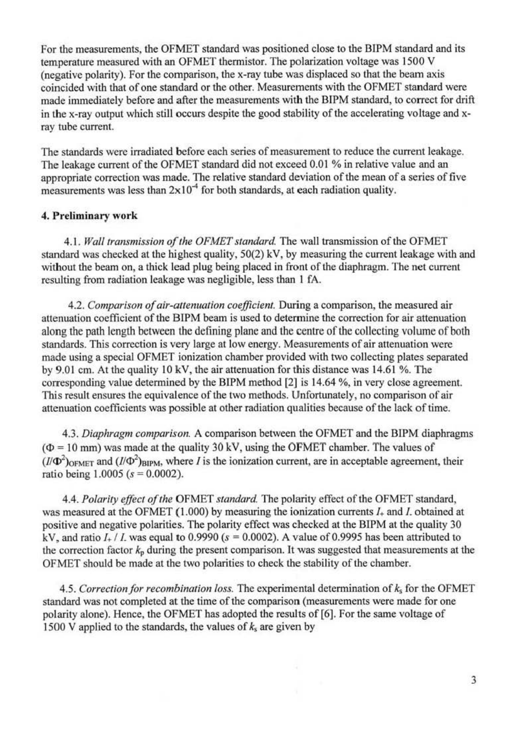For the measurements, the OFMET standard was positioned close to the BIPM standard and its temperature measured with an OFMET thermistor. The polarization voltage was 1500 V (negative polarity). For the comparison, the x-ray tube was displaced so that the beam axis coincided with that of one standard or the other. Measurements with the OFMET standard were made immediately before and after the measurements with the BIPM standard, to correct for drift in the x-ray output which still occurs despite the good stability of the accelerating voltage and x-ray tube current.

The standards were irradiated before each series of measurement to reduce the current leakage. The leakage current of the OFMET standard did not exceed 0.01 % in relative value and an appropriate correction was made. The relative standard deviation of the mean of a series of five measurements was less than $2 \times 10^{-4}$ for both standards, at each radiation quality.

#### 4. Preliminary work

4.1. *Wall transmission of the OFMET standard.* The wall transmission of the OFMET standard was checked at the highest quality, 50(2) kV, by measuring the current leakage with and without the beam on, a thick lead plug being placed in front of the diaphragm. The net current resulting from radiation leakage was negligible, less than 1 fA.

4.2. *Comparison of air-attenuation coefficient.* During a comparison, the measured air attenuation coefficient of the BIPM beam is used to determine the correction for air attenuation along the path length between the defining plane and the centre of the collecting volume of both standards. This correction is very large at low energy. Measurements of air attenuation were made using a special OFMET ionization chamber provided with two collecting plates separated by 9.01 cm. At the quality 10 kV, the air attenuation for this distance was 14.61 %. The corresponding value determined by the BIPM method [2] is 14.64 %, in very close agreement. This result ensures the equivalence of the two methods. Unfortunately, no comparison of air attenuation coefficients was possible at other radiation qualities because of the lack of time.

4.3. *Diaphragm comparison.* A comparison between the OFMET and the BIPM diaphragms ($\Phi = 10$ mm) was made at the quality 30 kV, using the OFMET chamber. The values of $(I/\Phi^2)_{\mathrm{OFMET}}$ and $(I/\Phi^2)_{\mathrm{BIPM}}$, where $I$ is the ionization current, are in acceptable agreement, their ratio being 1.0005 ($s = 0.0002$).

4.4. *Polarity effect of the* OFMET *standard.* The polarity effect of the OFMET standard, was measured at the OFMET (1.000) by measuring the ionization currents $I_+$ and $I_-$ obtained at positive and negative polarities. The polarity effect was checked at the BIPM at the quality 30 kV, and ratio $I_+ / I_-$ was equal to 0.9990 ($s = 0.0002$). A value of 0.9995 has been attributed to the correction factor $k_p$ during the present comparison. It was suggested that measurements at the OFMET should be made at the two polarities to check the stability of the chamber.

4.5. *Correction for recombination loss.* The experimental determination of $k_s$ for the OFMET standard was not completed at the time of the comparison (measurements were made for one polarity alone). Hence, the OFMET has adopted the results of [6]. For the same voltage of 1500 V applied to the standards, the values of $k_s$ are given by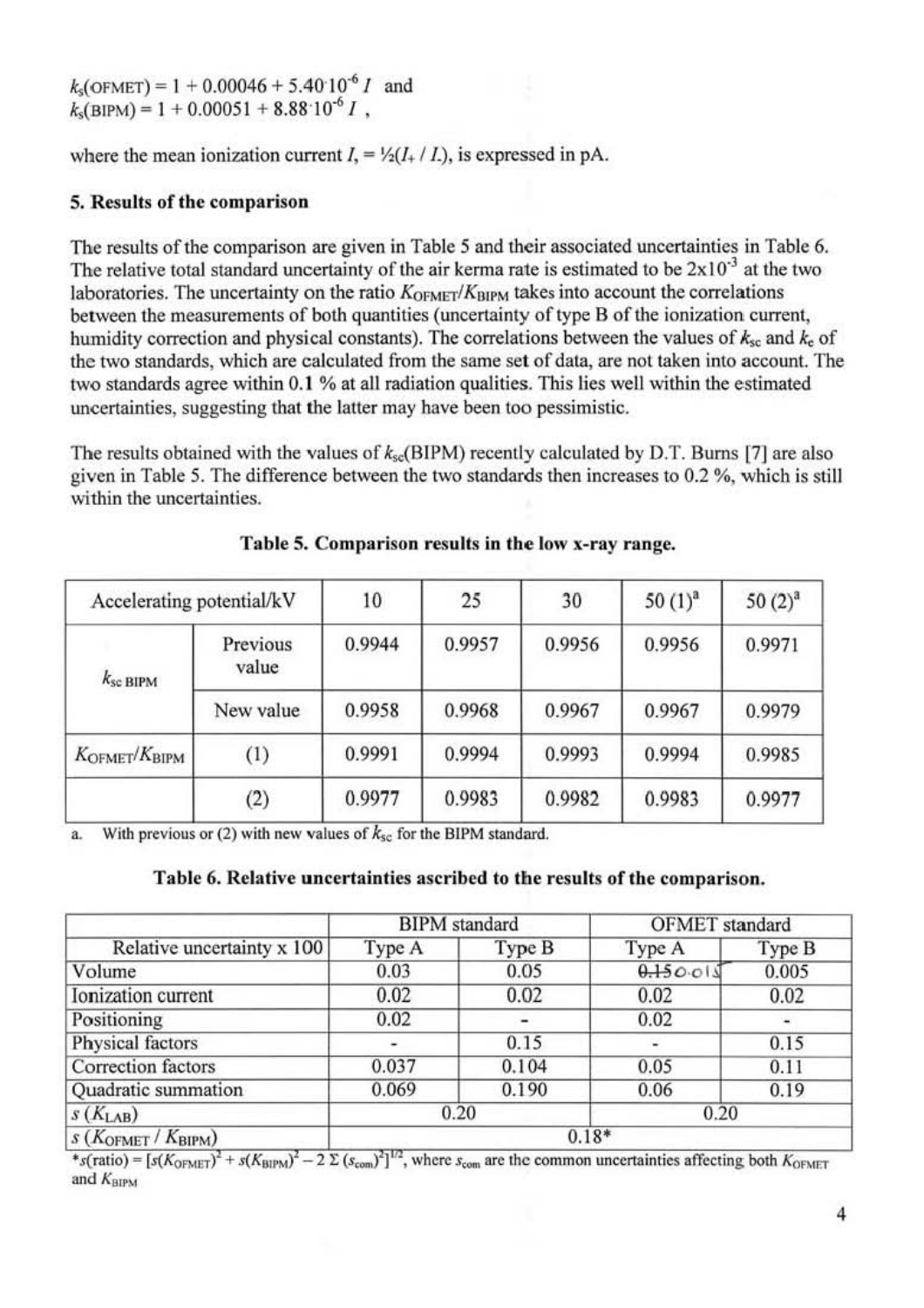$k_s(\text{OFMET}) = 1 + 0.00046 + 5.40 \cdot 10^{-6}\, I$ and
$k_s(\text{BIPM}) = 1 + 0.00051 + 8.88 \cdot 10^{-6}\, I$ ,

where the mean ionization current $I_* = ½(I_+ / I_-)$, is expressed in pA.

## 5. Results of the comparison

The results of the comparison are given in Table 5 and their associated uncertainties in Table 6. The relative total standard uncertainty of the air kerma rate is estimated to be $2 \times 10^{-3}$ at the two laboratories. The uncertainty on the ratio $K_{\text{OFMET}}/K_{\text{BIPM}}$ takes into account the correlations between the measurements of both quantities (uncertainty of type B of the ionization current, humidity correction and physical constants). The correlations between the values of $k_{sc}$ and $k_e$ of the two standards, which are calculated from the same set of data, are not taken into account. The two standards agree within 0.1 % at all radiation qualities. This lies well within the estimated uncertainties, suggesting that the latter may have been too pessimistic.

The results obtained with the values of $k_{sc}(\text{BIPM})$ recently calculated by D.T. Burns [7] are also given in Table 5. The difference between the two standards then increases to 0.2 %, which is still within the uncertainties.

**Table 5. Comparison results in the low x-ray range.**

| Accelerating potential/kV | | 10 | 25 | 30 | 50 (1)[a] | 50 (2)[a] |
|---|---|---|---|---|---|---|
| $k_{sc\ \text{BIPM}}$ | Previous value | 0.9944 | 0.9957 | 0.9956 | 0.9956 | 0.9971 |
| | New value | 0.9958 | 0.9968 | 0.9967 | 0.9967 | 0.9979 |
| $K_{\text{OFMET}}/K_{\text{BIPM}}$ | (1) | 0.9991 | 0.9994 | 0.9993 | 0.9994 | 0.9985 |
| | (2) | 0.9977 | 0.9983 | 0.9982 | 0.9983 | 0.9977 |

a. With previous or (2) with new values of $k_{sc}$ for the BIPM standard.

**Table 6. Relative uncertainties ascribed to the results of the comparison.**

| | BIPM standard | | OFMET standard | |
|---|---|---|---|---|
| Relative uncertainty x 100 | Type A | Type B | Type A | Type B |
| Volume | 0.03 | 0.05 | ~~0.15~~ 0.015 | 0.005 |
| Ionization current | 0.02 | 0.02 | 0.02 | 0.02 |
| Positioning | 0.02 | - | 0.02 | - |
| Physical factors | - | 0.15 | - | 0.15 |
| Correction factors | 0.037 | 0.104 | 0.05 | 0.11 |
| Quadratic summation | 0.069 | 0.190 | 0.06 | 0.19 |
| $s\,(K_{\text{LAB}})$ | 0.20 | | 0.20 | |
| $s\,(K_{\text{OFMET}} / K_{\text{BIPM}})$ | 0.18* | | | |

$^*s(\text{ratio}) = [s(K_{\text{OFMET}})^2 + s(K_{\text{BIPM}})^2 - 2\,\Sigma\,(s_{\text{com}})^2]^{1/2}$, where $s_{\text{com}}$ are the common uncertainties affecting both $K_{\text{OFMET}}$ and $K_{\text{BIPM}}$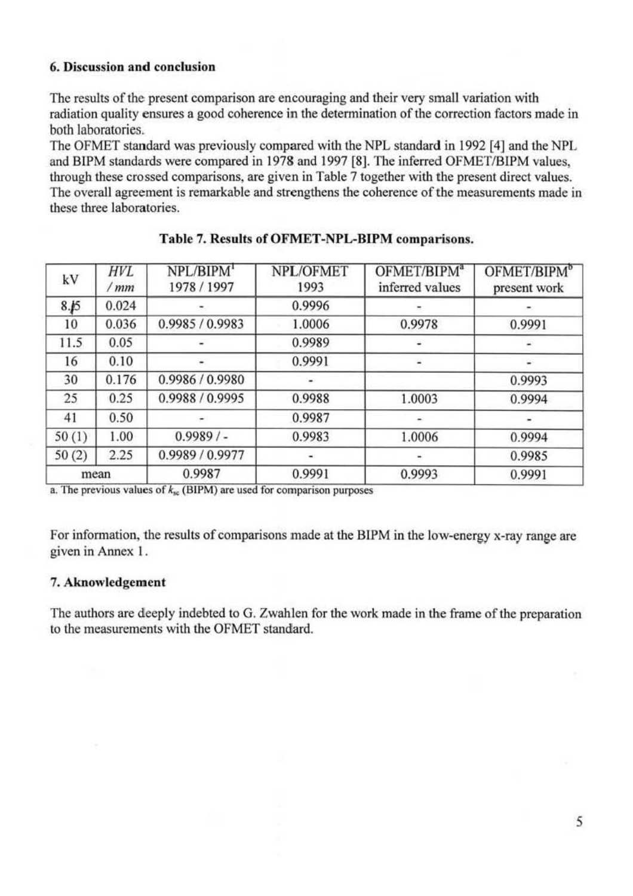### 6. Discussion and conclusion

The results of the present comparison are encouraging and their very small variation with radiation quality ensures a good coherence in the determination of the correction factors made in both laboratories.
The OFMET standard was previously compared with the NPL standard in 1992 [4] and the NPL and BIPM standards were compared in 1978 and 1997 [8]. The inferred OFMET/BIPM values, through these crossed comparisons, are given in Table 7 together with the present direct values. The overall agreement is remarkable and strengthens the coherence of the measurements made in these three laboratories.

**Table 7. Results of OFMET-NPL-BIPM comparisons.**

| kV | *HVL* / *mm* | NPL/BIPM[1] 1978 / 1997 | NPL/OFMET 1993 | OFMET/BIPM[a] inferred values | OFMET/BIPM[b] present work |
|---|---|---|---|---|---|
| 8.45 | 0.024 | - | 0.9996 | - | - |
| 10 | 0.036 | 0.9985 / 0.9983 | 1.0006 | 0.9978 | 0.9991 |
| 11.5 | 0.05 | - | 0.9989 | - | - |
| 16 | 0.10 | - | 0.9991 | - | - |
| 30 | 0.176 | 0.9986 / 0.9980 | - | | 0.9993 |
| 25 | 0.25 | 0.9988 / 0.9995 | 0.9988 | 1.0003 | 0.9994 |
| 41 | 0.50 | - | 0.9987 | - | - |
| 50 (1) | 1.00 | 0.9989 / - | 0.9983 | 1.0006 | 0.9994 |
| 50 (2) | 2.25 | 0.9989 / 0.9977 | - | - | 0.9985 |
| mean | | 0.9987 | 0.9991 | 0.9993 | 0.9991 |

a. The previous values of $k_{sc}$ (BIPM) are used for comparison purposes

For information, the results of comparisons made at the BIPM in the low-energy x-ray range are given in Annex 1.

### 7. Aknowledgement

The authors are deeply indebted to G. Zwahlen for the work made in the frame of the preparation to the measurements with the OFMET standard.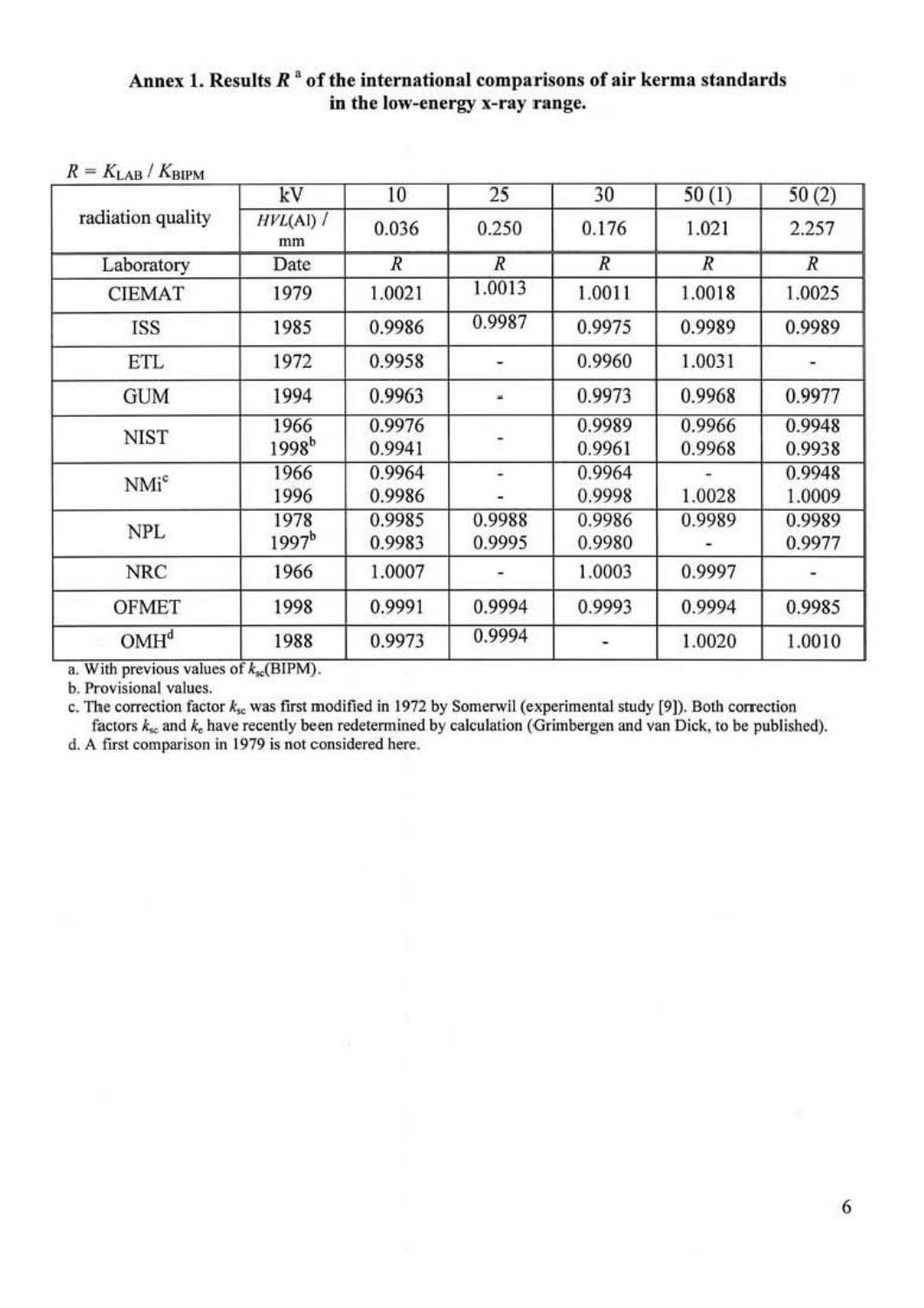**Annex 1. Results $R$ [a] of the international comparisons of air kerma standards in the low-energy x-ray range.**

$R = K_{LAB} / K_{BIPM}$

| radiation quality | kV | 10 | 25 | 30 | 50 (1) | 50 (2) |
|---|---|---|---|---|---|---|
| | $HVL$(Al) / mm | 0.036 | 0.250 | 0.176 | 1.021 | 2.257 |
| Laboratory | Date | $R$ | $R$ | $R$ | $R$ | $R$ |
| CIEMAT | 1979 | 1.0021 | 1.0013 | 1.0011 | 1.0018 | 1.0025 |
| ISS | 1985 | 0.9986 | 0.9987 | 0.9975 | 0.9989 | 0.9989 |
| ETL | 1972 | 0.9958 | - | 0.9960 | 1.0031 | - |
| GUM | 1994 | 0.9963 | - | 0.9973 | 0.9968 | 0.9977 |
| NIST | 1966 | 0.9976 | - | 0.9989 | 0.9966 | 0.9948 |
| | 1998[b] | 0.9941 | | 0.9961 | 0.9968 | 0.9938 |
| NMi[c] | 1966 | 0.9964 | - | 0.9964 | - | 0.9948 |
| | 1996 | 0.9986 | - | 0.9998 | 1.0028 | 1.0009 |
| NPL | 1978 | 0.9985 | 0.9988 | 0.9986 | 0.9989 | 0.9989 |
| | 1997[b] | 0.9983 | 0.9995 | 0.9980 | - | 0.9977 |
| NRC | 1966 | 1.0007 | - | 1.0003 | 0.9997 | - |
| OFMET | 1998 | 0.9991 | 0.9994 | 0.9993 | 0.9994 | 0.9985 |
| OMH[d] | 1988 | 0.9973 | 0.9994 | - | 1.0020 | 1.0010 |

a. With previous values of $k_{sc}$(BIPM).

b. Provisional values.

c. The correction factor $k_{sc}$ was first modified in 1972 by Somerwil (experimental study [9]). Both correction factors $k_{sc}$ and $k_e$ have recently been redetermined by calculation (Grimbergen and van Dick, to be published).

d. A first comparison in 1979 is not considered here.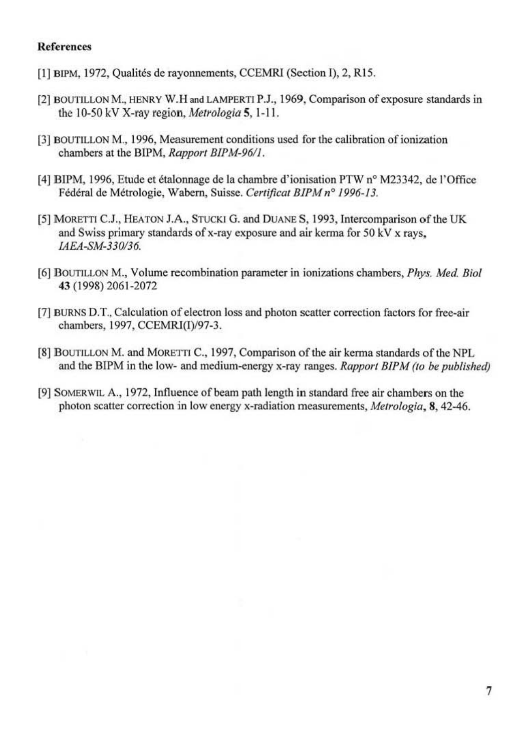**References**

[1] BIPM, 1972, Qualités de rayonnements, CCEMRI (Section I), 2, R15.

[2] BOUTILLON M., HENRY W.H and LAMPERTI P.J., 1969, Comparison of exposure standards in the 10-50 kV X-ray region, *Metrologia* **5**, 1-11.

[3] BOUTILLON M., 1996, Measurement conditions used for the calibration of ionization chambers at the BIPM, *Rapport BIPM-96/1*.

[4] BIPM, 1996, Etude et étalonnage de la chambre d'ionisation PTW n° M23342, de l'Office Fédéral de Métrologie, Wabern, Suisse. *Certificat BIPM n° 1996-13.*

[5] MORETTI C.J., HEATON J.A., STUCKI G. and DUANE S, 1993, Intercomparison of the UK and Swiss primary standards of x-ray exposure and air kerma for 50 kV x rays, *IAEA-SM-330/36.*

[6] BOUTILLON M., Volume recombination parameter in ionizations chambers, *Phys. Med. Biol* **43** (1998) 2061-2072

[7] BURNS D.T., Calculation of electron loss and photon scatter correction factors for free-air chambers, 1997, CCEMRI(I)/97-3.

[8] BOUTILLON M. and MORETTI C., 1997, Comparison of the air kerma standards of the NPL and the BIPM in the low- and medium-energy x-ray ranges. *Rapport BIPM (to be published)*

[9] SOMERWIL A., 1972, Influence of beam path length in standard free air chambers on the photon scatter correction in low energy x-radiation measurements, *Metrologia*, **8**, 42-46.